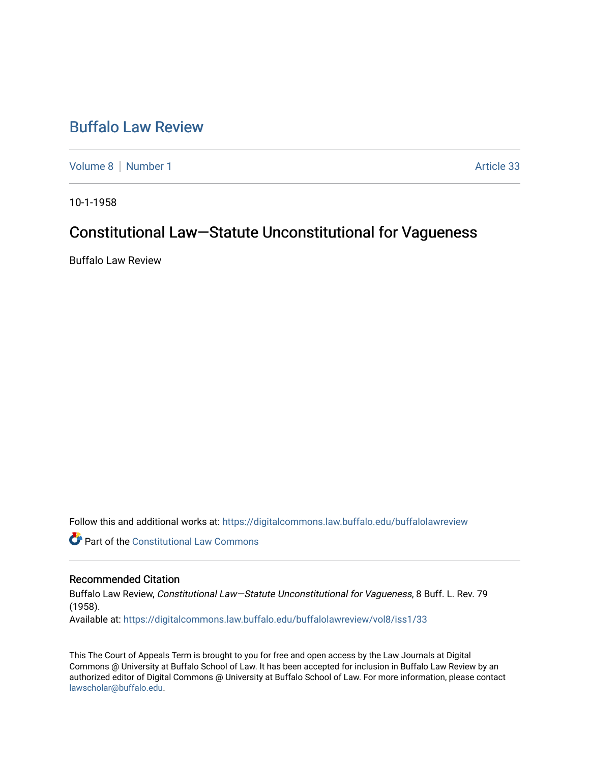# Buffalo Law Review

Volume 8 | Number 1 | Article 33

10-1-1958

## Constitutional Law—Statute Unconstitutional for Vagueness

Buffalo Law Review

Follow this and additional works at: https://digitalcommons.law.buffalo.edu/buffalolawreview

Part of the Constitutional Law Commons

### Recommended Citation

Buffalo Law Review, *Constitutional Law—Statute Unconstitutional for Vagueness*, 8 Buff. L. Rev. 79 (1958).

Available at: https://digitalcommons.law.buffalo.edu/buffalolawreview/vol8/iss1/33

This The Court of Appeals Term is brought to you for free and open access by the Law Journals at Digital Commons @ University at Buffalo School of Law. It has been accepted for inclusion in Buffalo Law Review by an authorized editor of Digital Commons @ University at Buffalo School of Law. For more information, please contact lawscholar@buffalo.edu.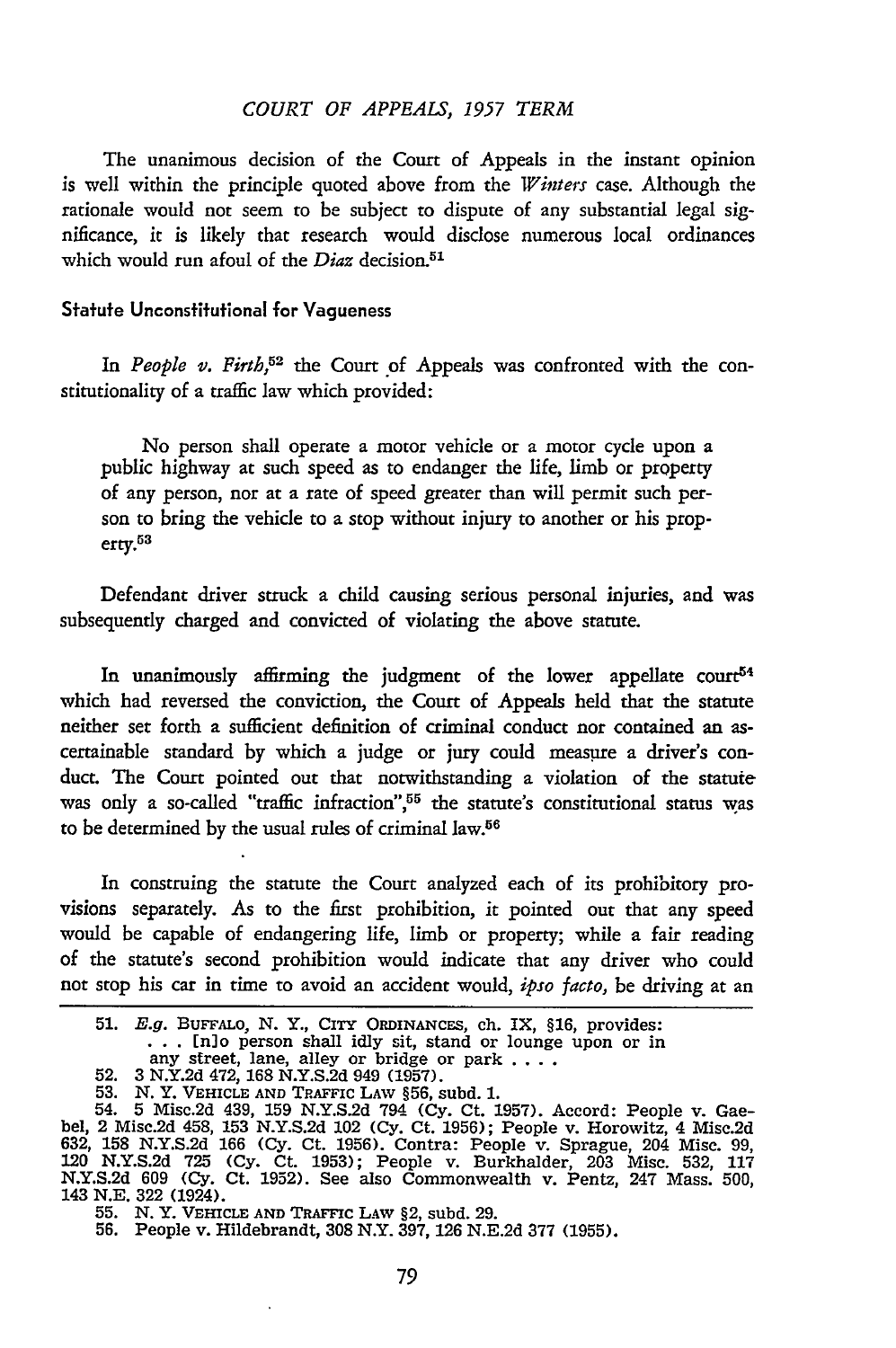The unanimous decision of the Court of Appeals in the instant opinion is well within the principle quoted above from the *Winters* case. Although the rationale would not seem to be subject to dispute of any substantial legal significance, it is likely that research would disclose numerous local ordinances which would run afoul of the *Diaz* decision.[51]

### Statute Unconstitutional for Vagueness

In *People v. Firth*,[52] the Court of Appeals was confronted with the constitutionality of a traffic law which provided:

> No person shall operate a motor vehicle or a motor cycle upon a public highway at such speed as to endanger the life, limb or property of any person, nor at a rate of speed greater than will permit such person to bring the vehicle to a stop without injury to another or his property.[53]

Defendant driver struck a child causing serious personal injuries, and was subsequently charged and convicted of violating the above statute.

In unanimously affirming the judgment of the lower appellate court[54] which had reversed the conviction, the Court of Appeals held that the statute neither set forth a sufficient definition of criminal conduct nor contained an ascertainable standard by which a judge or jury could measure a driver's conduct. The Court pointed out that notwithstanding a violation of the statute was only a so-called "traffic infraction",[55] the statute's constitutional status was to be determined by the usual rules of criminal law.[56]

In construing the statute the Court analyzed each of its prohibitory provisions separately. As to the first prohibition, it pointed out that any speed would be capable of endangering life, limb or property; while a fair reading of the statute's second prohibition would indicate that any driver who could not stop his car in time to avoid an accident would, *ipso facto*, be driving at an

---

51. *E.g.* BUFFALO, N. Y., CITY ORDINANCES, ch. IX, §16, provides:
    . . . [n]o person shall idly sit, stand or lounge upon or in any street, lane, alley or bridge or park . . . .
52. 3 N.Y.2d 472, 168 N.Y.S.2d 949 (1957).
53. N. Y. VEHICLE AND TRAFFIC LAW §56, subd. 1.
54. 5 Misc.2d 439, 159 N.Y.S.2d 794 (Cy. Ct. 1957). Accord: People v. Gaebel, 2 Misc.2d 458, 153 N.Y.S.2d 102 (Cy. Ct. 1956); People v. Horowitz, 4 Misc.2d 632, 158 N.Y.S.2d 166 (Cy. Ct. 1956). Contra: People v. Sprague, 204 Misc. 99, 120 N.Y.S.2d 725 (Cy. Ct. 1953); People v. Burkhalder, 203 Misc. 532, 117 N.Y.S.2d 609 (Cy. Ct. 1952). See also Commonwealth v. Pentz, 247 Mass. 500, 143 N.E. 322 (1924).
55. N. Y. VEHICLE AND TRAFFIC LAW §2, subd. 29.
56. People v. Hildebrandt, 308 N.Y. 397, 126 N.E.2d 377 (1955).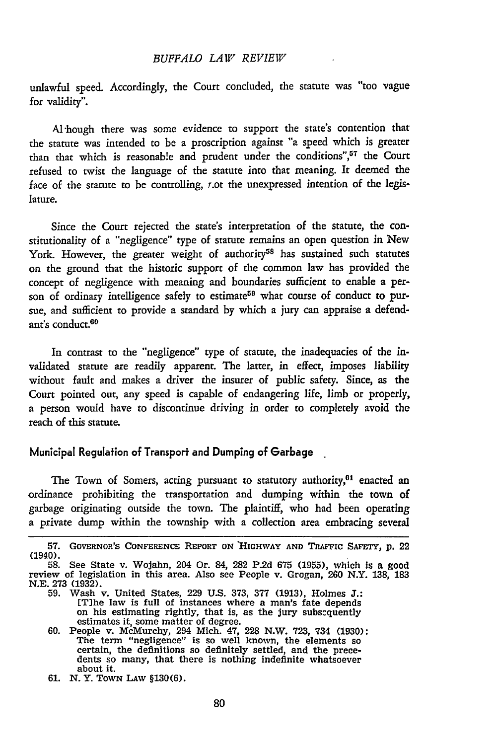unlawful speed. Accordingly, the Court concluded, the statute was "too vague for validity".

Although there was some evidence to support the state's contention that the statute was intended to be a proscription against "a speed which is greater than that which is reasonable and prudent under the conditions",[57] the Court refused to twist the language of the statute into that meaning. It deemed the face of the statute to be controlling, not the unexpressed intention of the legislature.

Since the Court rejected the state's interpretation of the statute, the constitutionality of a "negligence" type of statute remains an open question in New York. However, the greater weight of authority[58] has sustained such statutes on the ground that the historic support of the common law has provided the concept of negligence with meaning and boundaries sufficient to enable a person of ordinary intelligence safely to estimate[59] what course of conduct to pursue, and sufficient to provide a standard by which a jury can appraise a defendant's conduct.[60]

In contrast to the "negligence" type of statute, the inadequacies of the invalidated statute are readily apparent. The latter, in effect, imposes liability without fault and makes a driver the insurer of public safety. Since, as the Court pointed out, any speed is capable of endangering life, limb or property, a person would have to discontinue driving in order to completely avoid the reach of this statute.

### Municipal Regulation of Transport and Dumping of Garbage

The Town of Somers, acting pursuant to statutory authority,[61] enacted an ordinance prohibiting the transportation and dumping within the town of garbage originating outside the town. The plaintiff, who had been operating a private dump within the township with a collection area embracing several

---

57. GOVERNOR'S CONFERENCE REPORT ON HIGHWAY AND TRAFFIC SAFETY, p. 22 (1940).

58. See State v. Wojahn, 204 Or. 84, 282 P.2d 675 (1955), which is a good review of legislation in this area. Also see People v. Grogan, 260 N.Y. 138, 183 N.E. 273 (1932).

59. Wash v. United States, 229 U.S. 373, 377 (1913), Holmes J.:
[T]he law is full of instances where a man's fate depends on his estimating rightly, that is, as the jury subsequently estimates it, some matter of degree.

60. People v. McMurchy, 294 Mich. 47, 228 N.W. 723, 734 (1930):
The term "negligence" is so well known, the elements so certain, the definitions so definitely settled, and the precedents so many, that there is nothing indefinite whatsoever about it.

61. N. Y. TOWN LAW §130(6).